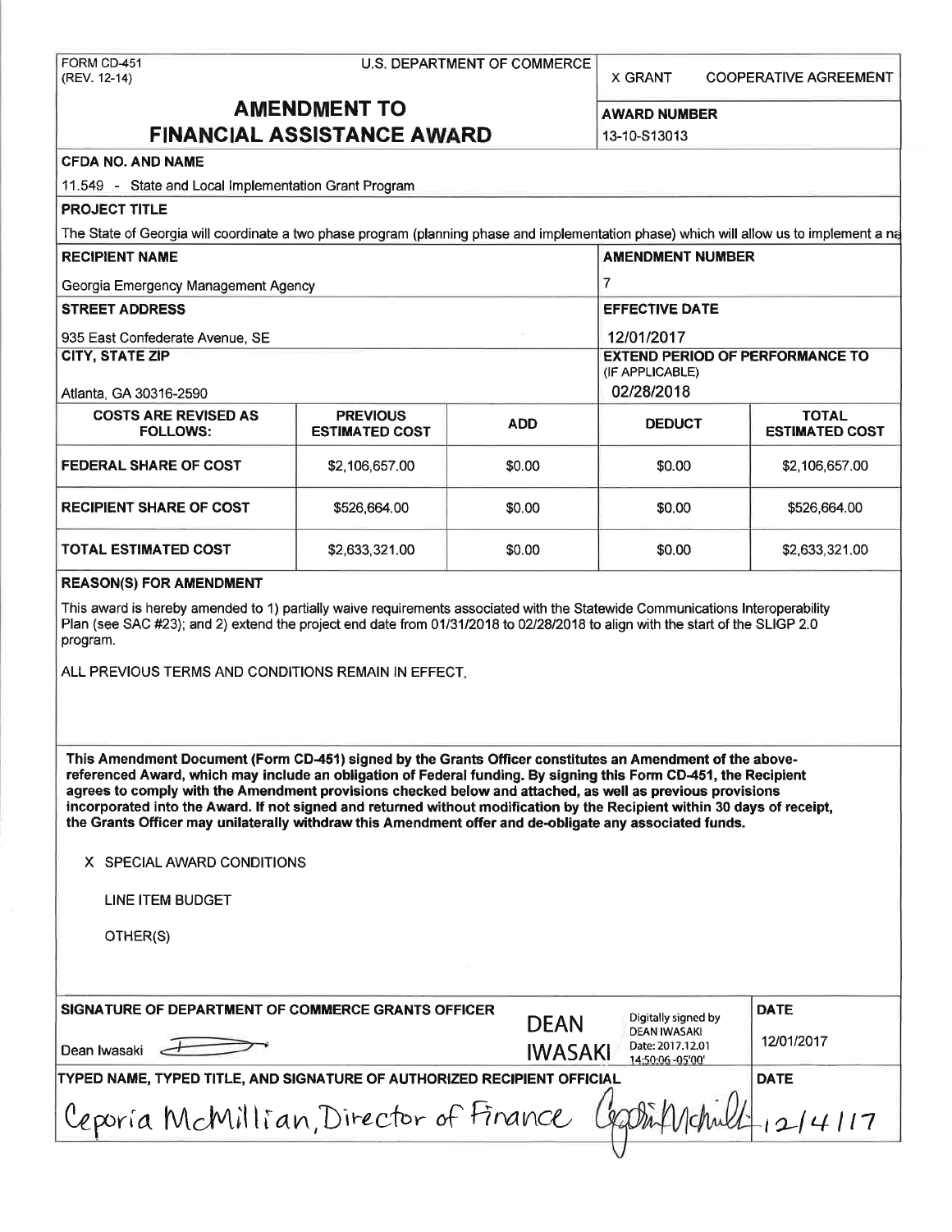FORM CD-451
(REV. 12-14)

U.S. DEPARTMENT OF COMMERCE

X GRANT COOPERATIVE AGREEMENT

# AMENDMENT TO FINANCIAL ASSISTANCE AWARD

**AWARD NUMBER**
13-10-S13013

**CFDA NO. AND NAME**
11.549 - State and Local Implementation Grant Program

**PROJECT TITLE**
The State of Georgia will coordinate a two phase program (planning phase and implementation phase) which will allow us to implement a na

**RECIPIENT NAME**
Georgia Emergency Management Agency

**AMENDMENT NUMBER**
7

**STREET ADDRESS**
935 East Confederate Avenue, SE

**EFFECTIVE DATE**
12/01/2017

**CITY, STATE ZIP**
Atlanta, GA 30316-2590

**EXTEND PERIOD OF PERFORMANCE TO** (IF APPLICABLE)
02/28/2018

| COSTS ARE REVISED AS FOLLOWS: | PREVIOUS ESTIMATED COST | ADD | DEDUCT | TOTAL ESTIMATED COST |
|---|---|---|---|---|
| FEDERAL SHARE OF COST | $2,106,657.00 | $0.00 | $0.00 | $2,106,657.00 |
| RECIPIENT SHARE OF COST | $526,664.00 | $0.00 | $0.00 | $526,664.00 |
| TOTAL ESTIMATED COST | $2,633,321.00 | $0.00 | $0.00 | $2,633,321.00 |

**REASON(S) FOR AMENDMENT**

This award is hereby amended to 1) partially waive requirements associated with the Statewide Communications Interoperability Plan (see SAC #23); and 2) extend the project end date from 01/31/2018 to 02/28/2018 to align with the start of the SLIGP 2.0 program.

ALL PREVIOUS TERMS AND CONDITIONS REMAIN IN EFFECT.

**This Amendment Document (Form CD-451) signed by the Grants Officer constitutes an Amendment of the above-referenced Award, which may include an obligation of Federal funding. By signing this Form CD-451, the Recipient agrees to comply with the Amendment provisions checked below and attached, as well as previous provisions incorporated into the Award. If not signed and returned without modification by the Recipient within 30 days of receipt, the Grants Officer may unilaterally withdraw this Amendment offer and de-obligate any associated funds.**

X SPECIAL AWARD CONDITIONS

LINE ITEM BUDGET

OTHER(S)

**SIGNATURE OF DEPARTMENT OF COMMERCE GRANTS OFFICER**
Dean Iwasaki

DEAN IWASAKI — Digitally signed by DEAN IWASAKI Date: 2017.12.01 14:50:06 -05'00'

**DATE**
12/01/2017

**TYPED NAME, TYPED TITLE, AND SIGNATURE OF AUTHORIZED RECIPIENT OFFICIAL**
Ceporia McMillian, Director of Finance

**DATE**
12/4/17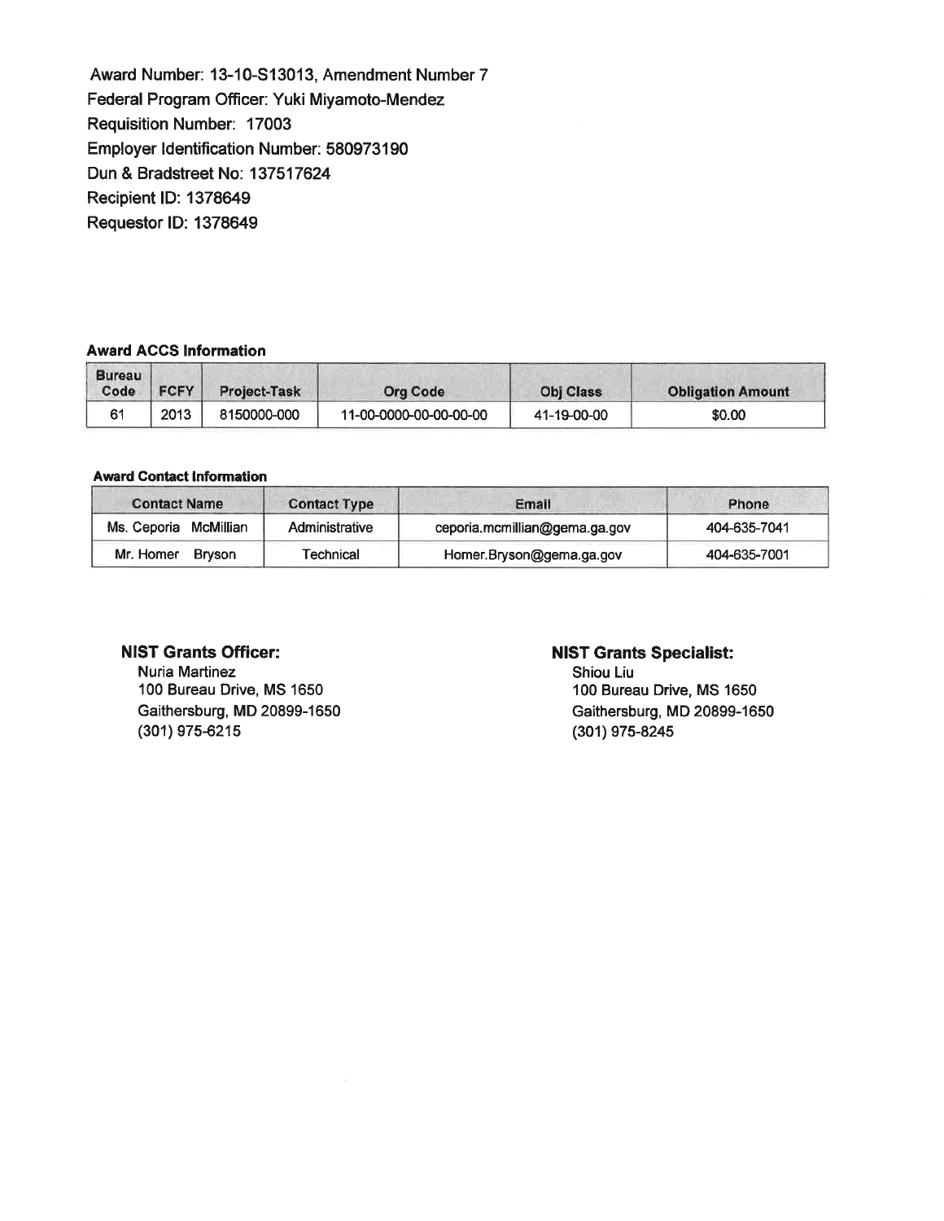Award Number: 13-10-S13013, Amendment Number 7
Federal Program Officer: Yuki Miyamoto-Mendez
Requisition Number: 17003
Employer Identification Number: 580973190
Dun & Bradstreet No: 137517624
Recipient ID: 1378649
Requestor ID: 1378649

**Award ACCS Information**

| Bureau Code | FCFY | Project-Task | Org Code | Obj Class | Obligation Amount |
|---|---|---|---|---|---|
| 61 | 2013 | 8150000-000 | 11-00-0000-00-00-00-00 | 41-19-00-00 | $0.00 |

**Award Contact Information**

| Contact Name | Contact Type | Email | Phone |
|---|---|---|---|
| Ms. Ceporia McMillian | Administrative | ceporia.mcmillian@gema.ga.gov | 404-635-7041 |
| Mr. Homer Bryson | Technical | Homer.Bryson@gema.ga.gov | 404-635-7001 |

**NIST Grants Officer:**
Nuria Martinez
100 Bureau Drive, MS 1650
Gaithersburg, MD 20899-1650
(301) 975-6215

**NIST Grants Specialist:**
Shiou Liu
100 Bureau Drive, MS 1650
Gaithersburg, MD 20899-1650
(301) 975-8245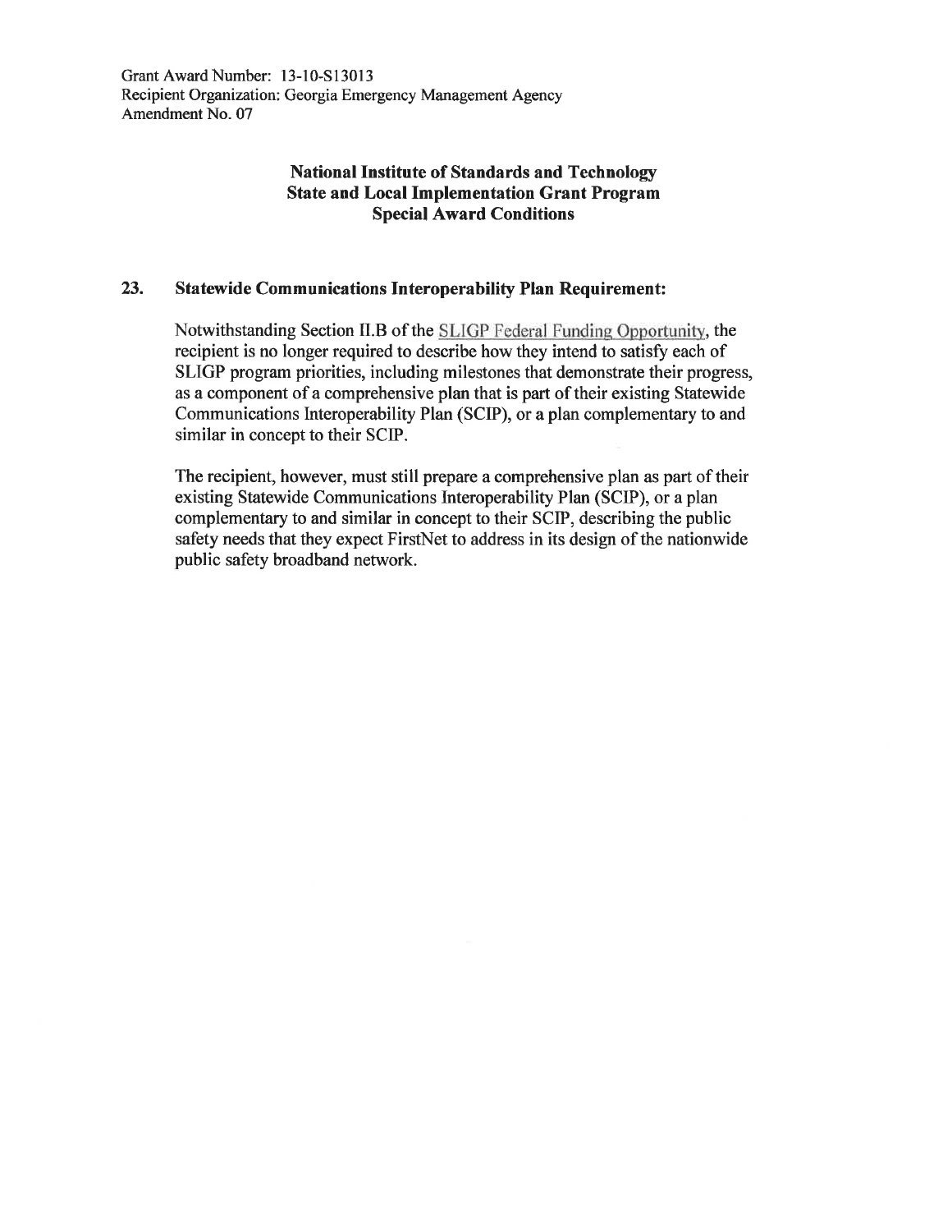Grant Award Number: 13-10-S13013
Recipient Organization: Georgia Emergency Management Agency
Amendment No. 07

**National Institute of Standards and Technology**
**State and Local Implementation Grant Program**
**Special Award Conditions**

### 23. Statewide Communications Interoperability Plan Requirement:

Notwithstanding Section II.B of the SLIGP Federal Funding Opportunity, the recipient is no longer required to describe how they intend to satisfy each of SLIGP program priorities, including milestones that demonstrate their progress, as a component of a comprehensive plan that is part of their existing Statewide Communications Interoperability Plan (SCIP), or a plan complementary to and similar in concept to their SCIP.

The recipient, however, must still prepare a comprehensive plan as part of their existing Statewide Communications Interoperability Plan (SCIP), or a plan complementary to and similar in concept to their SCIP, describing the public safety needs that they expect FirstNet to address in its design of the nationwide public safety broadband network.